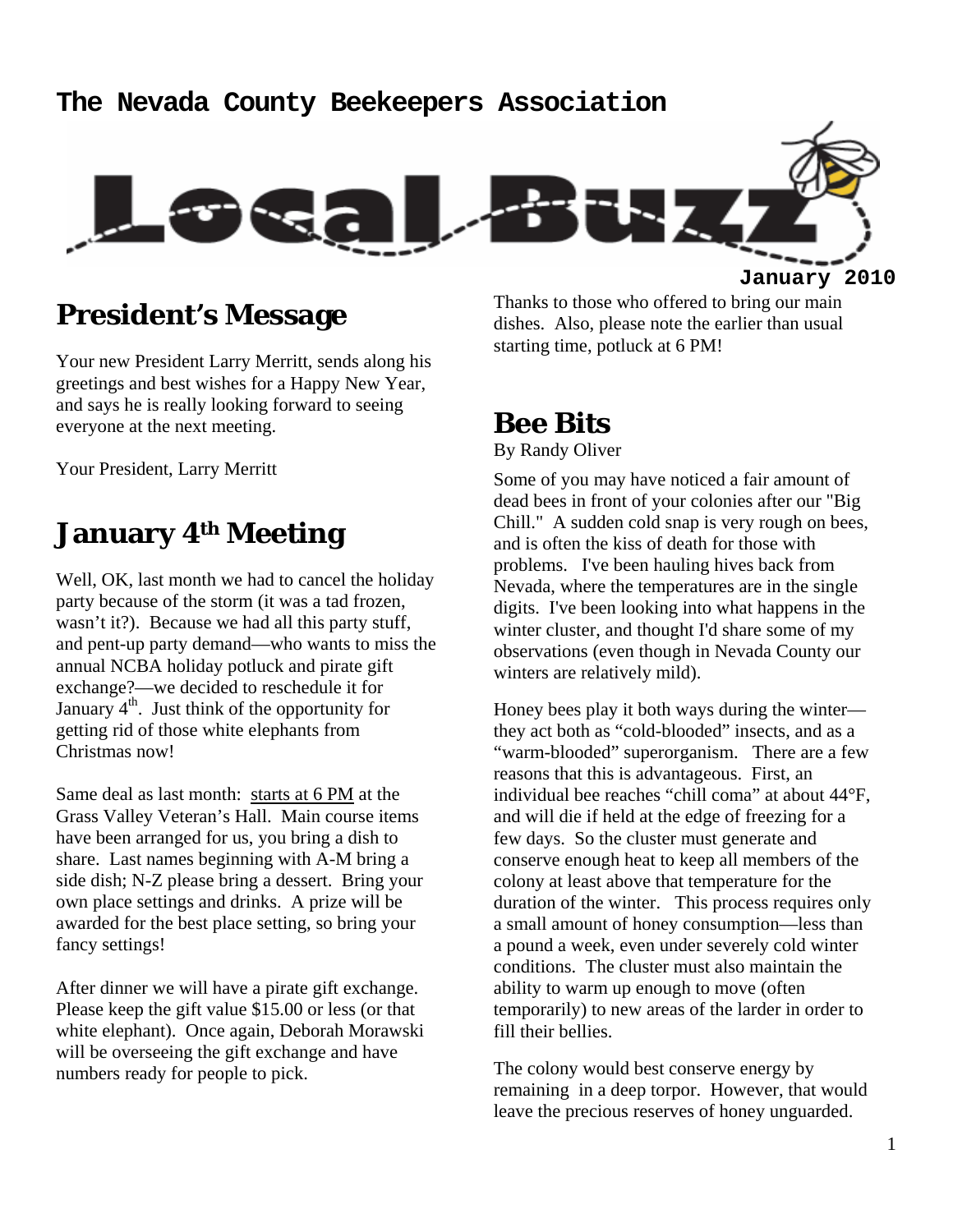**The Nevada County Beekeepers Association**

# Local Buzz

**January 2010**

## President's Message

Your new President Larry Merritt, sends along his greetings and best wishes for a Happy New Year, and says he is really looking forward to seeing everyone at the next meeting.

Your President, Larry Merritt

## January 4th Meeting

Well, OK, last month we had to cancel the holiday party because of the storm (it was a tad frozen, wasn't it?). Because we had all this party stuff, and pent-up party demand—who wants to miss the annual NCBA holiday potluck and pirate gift exchange?—we decided to reschedule it for January 4th. Just think of the opportunity for getting rid of those white elephants from Christmas now!

Same deal as last month: starts at 6 PM at the Grass Valley Veteran's Hall. Main course items have been arranged for us, you bring a dish to share. Last names beginning with A-M bring a side dish; N-Z please bring a dessert. Bring your own place settings and drinks. A prize will be awarded for the best place setting, so bring your fancy settings!

After dinner we will have a pirate gift exchange. Please keep the gift value $15.00 or less (or that white elephant). Once again, Deborah Morawski will be overseeing the gift exchange and have numbers ready for people to pick.

Thanks to those who offered to bring our main dishes. Also, please note the earlier than usual starting time, potluck at 6 PM!

## Bee Bits

By Randy Oliver

Some of you may have noticed a fair amount of dead bees in front of your colonies after our "Big Chill." A sudden cold snap is very rough on bees, and is often the kiss of death for those with problems. I've been hauling hives back from Nevada, where the temperatures are in the single digits. I've been looking into what happens in the winter cluster, and thought I'd share some of my observations (even though in Nevada County our winters are relatively mild).

Honey bees play it both ways during the winter—they act both as "cold-blooded" insects, and as a "warm-blooded" superorganism. There are a few reasons that this is advantageous. First, an individual bee reaches "chill coma" at about 44°F, and will die if held at the edge of freezing for a few days. So the cluster must generate and conserve enough heat to keep all members of the colony at least above that temperature for the duration of the winter. This process requires only a small amount of honey consumption—less than a pound a week, even under severely cold winter conditions. The cluster must also maintain the ability to warm up enough to move (often temporarily) to new areas of the larder in order to fill their bellies.

The colony would best conserve energy by remaining in a deep torpor. However, that would leave the precious reserves of honey unguarded.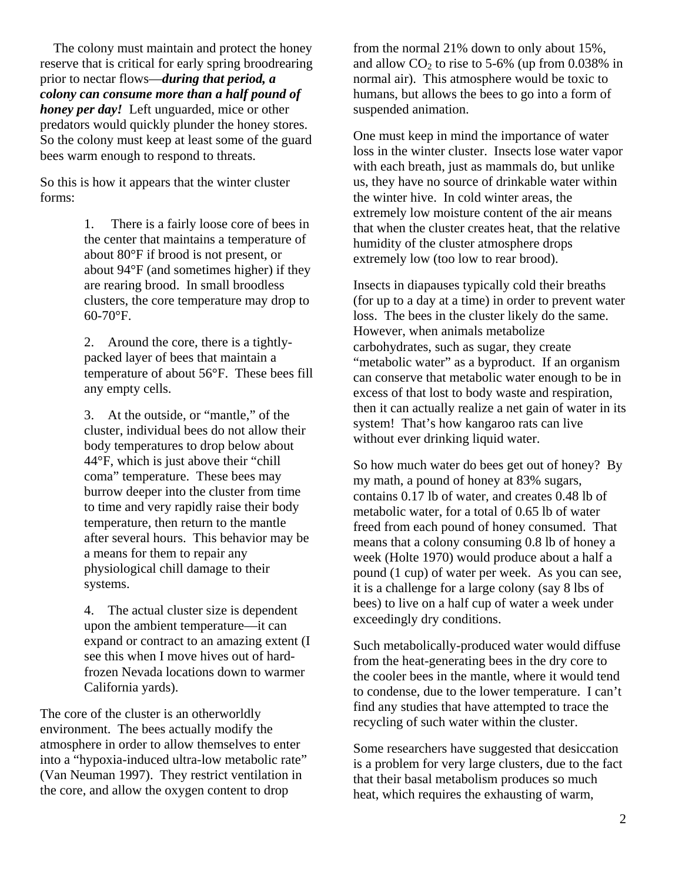The colony must maintain and protect the honey reserve that is critical for early spring broodrearing prior to nectar flows—***during that period, a colony can consume more than a half pound of honey per day!*** Left unguarded, mice or other predators would quickly plunder the honey stores. So the colony must keep at least some of the guard bees warm enough to respond to threats.

So this is how it appears that the winter cluster forms:

1. There is a fairly loose core of bees in the center that maintains a temperature of about 80°F if brood is not present, or about 94°F (and sometimes higher) if they are rearing brood. In small broodless clusters, the core temperature may drop to 60-70°F.

2. Around the core, there is a tightly-packed layer of bees that maintain a temperature of about 56°F. These bees fill any empty cells.

3. At the outside, or "mantle," of the cluster, individual bees do not allow their body temperatures to drop below about 44°F, which is just above their "chill coma" temperature. These bees may burrow deeper into the cluster from time to time and very rapidly raise their body temperature, then return to the mantle after several hours. This behavior may be a means for them to repair any physiological chill damage to their systems.

4. The actual cluster size is dependent upon the ambient temperature—it can expand or contract to an amazing extent (I see this when I move hives out of hard-frozen Nevada locations down to warmer California yards).

The core of the cluster is an otherworldly environment. The bees actually modify the atmosphere in order to allow themselves to enter into a "hypoxia-induced ultra-low metabolic rate" (Van Neuman 1997). They restrict ventilation in the core, and allow the oxygen content to drop from the normal 21% down to only about 15%, and allow $CO_2$ to rise to 5-6% (up from 0.038% in normal air). This atmosphere would be toxic to humans, but allows the bees to go into a form of suspended animation.

One must keep in mind the importance of water loss in the winter cluster. Insects lose water vapor with each breath, just as mammals do, but unlike us, they have no source of drinkable water within the winter hive. In cold winter areas, the extremely low moisture content of the air means that when the cluster creates heat, that the relative humidity of the cluster atmosphere drops extremely low (too low to rear brood).

Insects in diapauses typically cold their breaths (for up to a day at a time) in order to prevent water loss. The bees in the cluster likely do the same. However, when animals metabolize carbohydrates, such as sugar, they create "metabolic water" as a byproduct. If an organism can conserve that metabolic water enough to be in excess of that lost to body waste and respiration, then it can actually realize a net gain of water in its system! That's how kangaroo rats can live without ever drinking liquid water.

So how much water do bees get out of honey? By my math, a pound of honey at 83% sugars, contains 0.17 lb of water, and creates 0.48 lb of metabolic water, for a total of 0.65 lb of water freed from each pound of honey consumed. That means that a colony consuming 0.8 lb of honey a week (Holte 1970) would produce about a half a pound (1 cup) of water per week. As you can see, it is a challenge for a large colony (say 8 lbs of bees) to live on a half cup of water a week under exceedingly dry conditions.

Such metabolically-produced water would diffuse from the heat-generating bees in the dry core to the cooler bees in the mantle, where it would tend to condense, due to the lower temperature. I can't find any studies that have attempted to trace the recycling of such water within the cluster.

Some researchers have suggested that desiccation is a problem for very large clusters, due to the fact that their basal metabolism produces so much heat, which requires the exhausting of warm,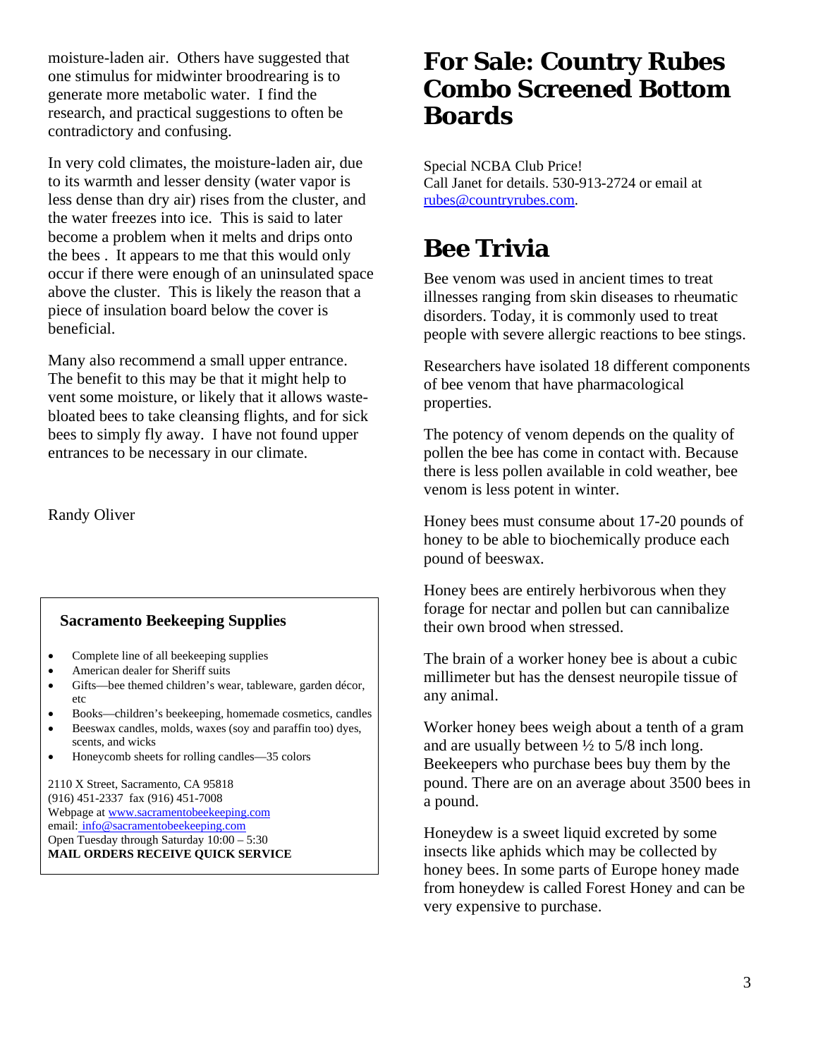moisture-laden air. Others have suggested that one stimulus for midwinter broodrearing is to generate more metabolic water. I find the research, and practical suggestions to often be contradictory and confusing.

In very cold climates, the moisture-laden air, due to its warmth and lesser density (water vapor is less dense than dry air) rises from the cluster, and the water freezes into ice. This is said to later become a problem when it melts and drips onto the bees . It appears to me that this would only occur if there were enough of an uninsulated space above the cluster. This is likely the reason that a piece of insulation board below the cover is beneficial.

Many also recommend a small upper entrance. The benefit to this may be that it might help to vent some moisture, or likely that it allows waste-bloated bees to take cleansing flights, and for sick bees to simply fly away. I have not found upper entrances to be necessary in our climate.

Randy Oliver

**Sacramento Beekeeping Supplies**

- Complete line of all beekeeping supplies
- American dealer for Sheriff suits
- Gifts—bee themed children's wear, tableware, garden décor, etc
- Books—children's beekeeping, homemade cosmetics, candles
- Beeswax candles, molds, waxes (soy and paraffin too) dyes, scents, and wicks
- Honeycomb sheets for rolling candles—35 colors

2110 X Street, Sacramento, CA 95818
(916) 451-2337 fax (916) 451-7008
Webpage at www.sacramentobeekeeping.com
email: info@sacramentobeekeeping.com
Open Tuesday through Saturday 10:00 – 5:30
**MAIL ORDERS RECEIVE QUICK SERVICE**

# For Sale: Country Rubes Combo Screened Bottom Boards

Special NCBA Club Price!
Call Janet for details. 530-913-2724 or email at rubes@countryrubes.com.

# Bee Trivia

Bee venom was used in ancient times to treat illnesses ranging from skin diseases to rheumatic disorders. Today, it is commonly used to treat people with severe allergic reactions to bee stings.

Researchers have isolated 18 different components of bee venom that have pharmacological properties.

The potency of venom depends on the quality of pollen the bee has come in contact with. Because there is less pollen available in cold weather, bee venom is less potent in winter.

Honey bees must consume about 17-20 pounds of honey to be able to biochemically produce each pound of beeswax.

Honey bees are entirely herbivorous when they forage for nectar and pollen but can cannibalize their own brood when stressed.

The brain of a worker honey bee is about a cubic millimeter but has the densest neuropile tissue of any animal.

Worker honey bees weigh about a tenth of a gram and are usually between ½ to 5/8 inch long. Beekeepers who purchase bees buy them by the pound. There are on an average about 3500 bees in a pound.

Honeydew is a sweet liquid excreted by some insects like aphids which may be collected by honey bees. In some parts of Europe honey made from honeydew is called Forest Honey and can be very expensive to purchase.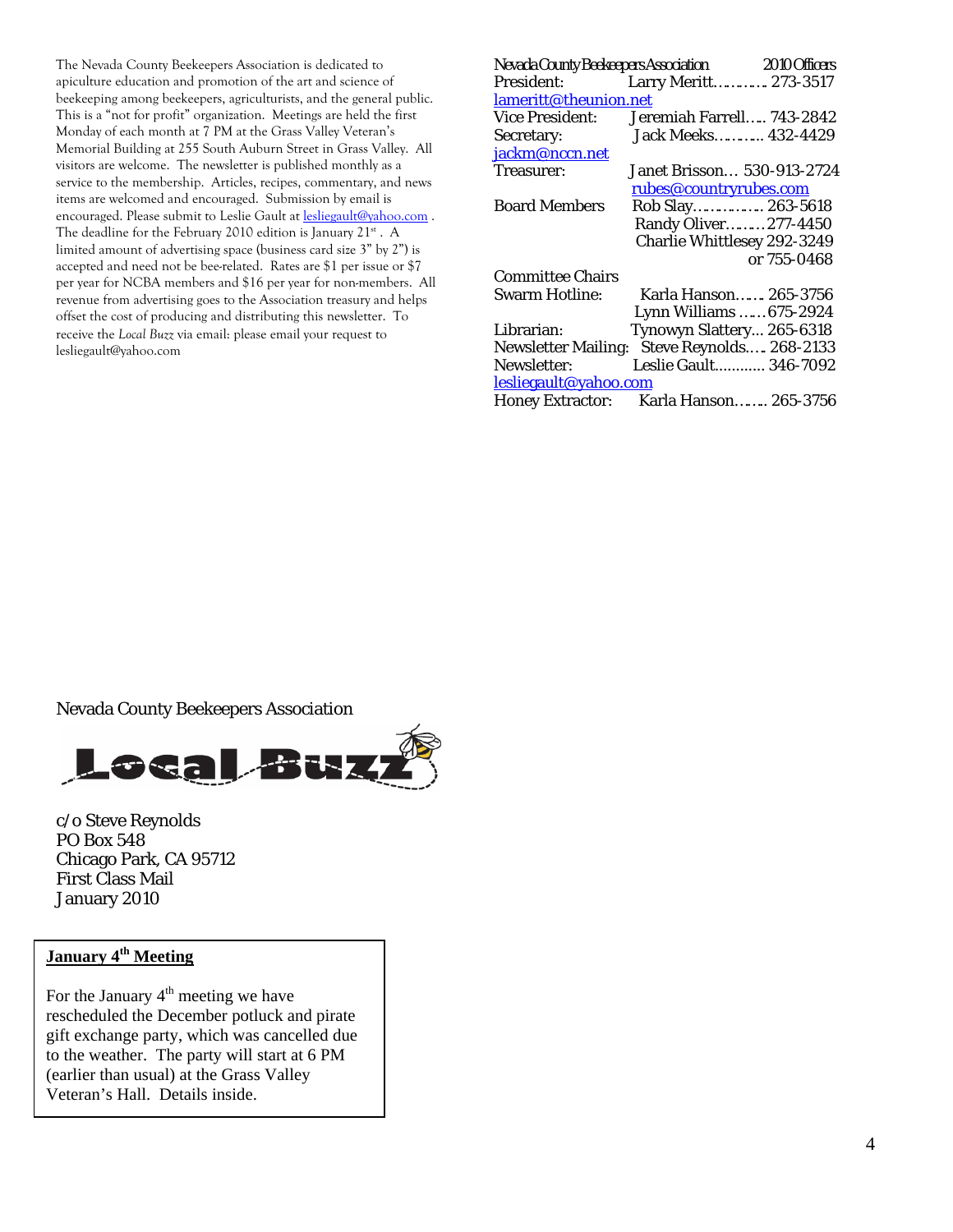The Nevada County Beekeepers Association is dedicated to apiculture education and promotion of the art and science of beekeeping among beekeepers, agriculturists, and the general public. This is a "not for profit" organization. Meetings are held the first Monday of each month at 7 PM at the Grass Valley Veteran's Memorial Building at 255 South Auburn Street in Grass Valley. All visitors are welcome. The newsletter is published monthly as a service to the membership. Articles, recipes, commentary, and news items are welcomed and encouraged. Submission by email is encouraged. Please submit to Leslie Gault at lesliegault@yahoo.com . The deadline for the February 2010 edition is January 21st . A limited amount of advertising space (business card size 3" by 2") is accepted and need not be bee-related. Rates are $1 per issue or $7 per year for NCBA members and $16 per year for non-members. All revenue from advertising goes to the Association treasury and helps offset the cost of producing and distributing this newsletter. To receive the *Local Buzz* via email: please email your request to lesliegault@yahoo.com

**Nevada County Beekeepers Association 2010 Officers**

President: Larry Meritt………. 273-3517
lameritt@theunion.net

Vice President: Jeremiah Farrell…. 743-2842

Secretary: Jack Meeks………. 432-4429
jackm@nccn.net

Treasurer: Janet Brisson… 530-913-2724
rubes@countryrubes.com

Board Members:
Rob Slay…………… 263-5618
Randy Oliver……..277-4450
Charlie Whittlesey 292-3249 or 755-0468

Committee Chairs

Swarm Hotline: Karla Hanson…… 265-3756
Lynn Williams ……675-2924

Librarian: Tynowyn Slattery… 265-6318

Newsletter Mailing: Steve Reynolds…. 268-2133

Newsletter: Leslie Gault............ 346-7092
lesliegault@yahoo.com

Honey Extractor: Karla Hanson……. 265-3756

Nevada County Beekeepers Association

Local Buzz

c/o Steve Reynolds
PO Box 548
Chicago Park, CA 95712
First Class Mail
January 2010

**January 4th Meeting**

For the January 4th meeting we have rescheduled the December potluck and pirate gift exchange party, which was cancelled due to the weather. The party will start at 6 PM (earlier than usual) at the Grass Valley Veteran's Hall. Details inside.